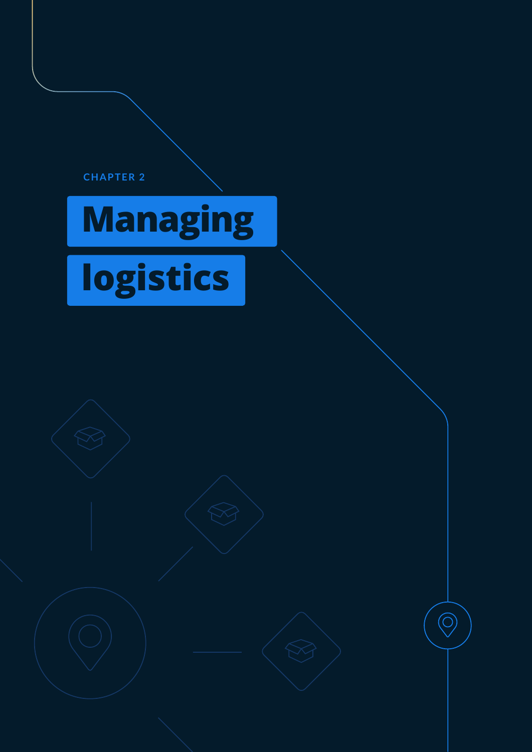CHAPTER 2

# Managing logistics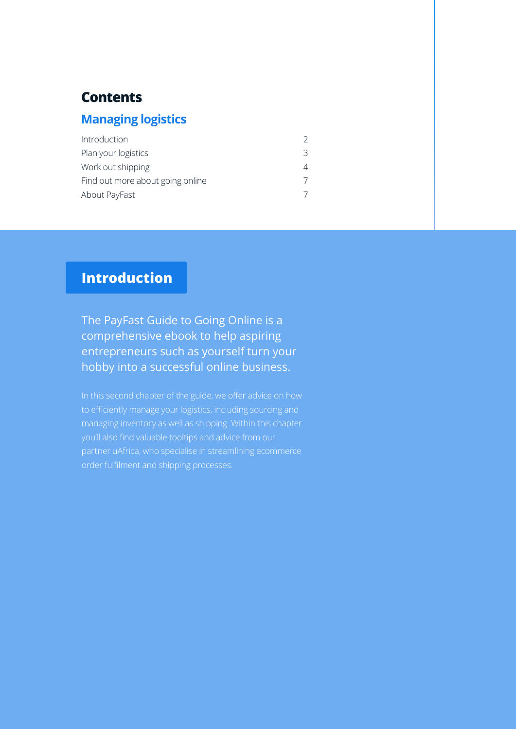# Contents

## Managing logistics

| | |
|---|---|
| Introduction | 2 |
| Plan your logistics | 3 |
| Work out shipping | 4 |
| Find out more about going online | 7 |
| About PayFast | 7 |

## Introduction

The PayFast Guide to Going Online is a comprehensive ebook to help aspiring entrepreneurs such as yourself turn your hobby into a successful online business.

In this second chapter of the guide, we offer advice on how to efficiently manage your logistics, including sourcing and managing inventory as well as shipping. Within this chapter you'll also find valuable tooltips and advice from our partner uAfrica, who specialise in streamlining ecommerce order fulfilment and shipping processes.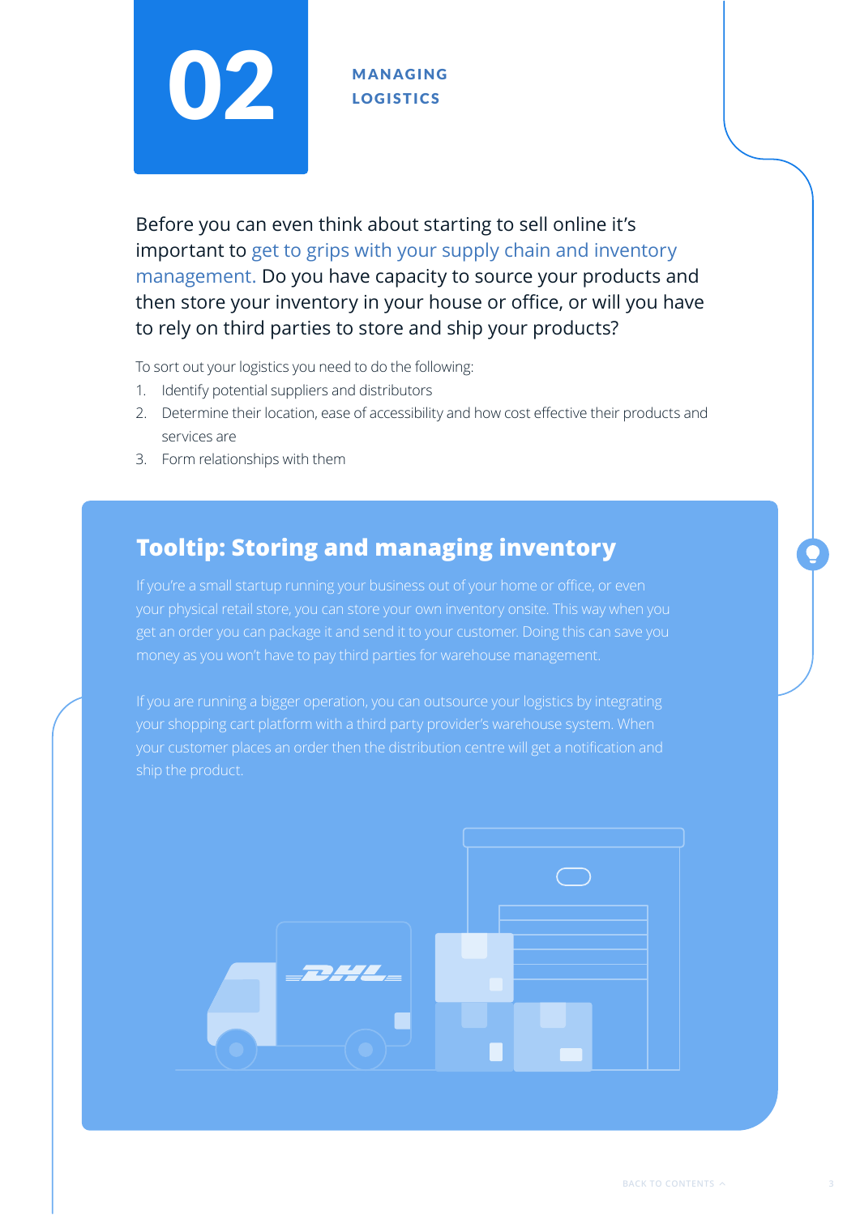# 02 MANAGING LOGISTICS

Before you can even think about starting to sell online it's important to get to grips with your supply chain and inventory management. Do you have capacity to source your products and then store your inventory in your house or office, or will you have to rely on third parties to store and ship your products?

To sort out your logistics you need to do the following:

1. Identify potential suppliers and distributors
2. Determine their location, ease of accessibility and how cost effective their products and services are
3. Form relationships with them

## Tooltip: Storing and managing inventory

If you're a small startup running your business out of your home or office, or even your physical retail store, you can store your own inventory onsite. This way when you get an order you can package it and send it to your customer. Doing this can save you money as you won't have to pay third parties for warehouse management.

If you are running a bigger operation, you can outsource your logistics by integrating your shopping cart platform with a third party provider's warehouse system. When your customer places an order then the distribution centre will get a notification and ship the product.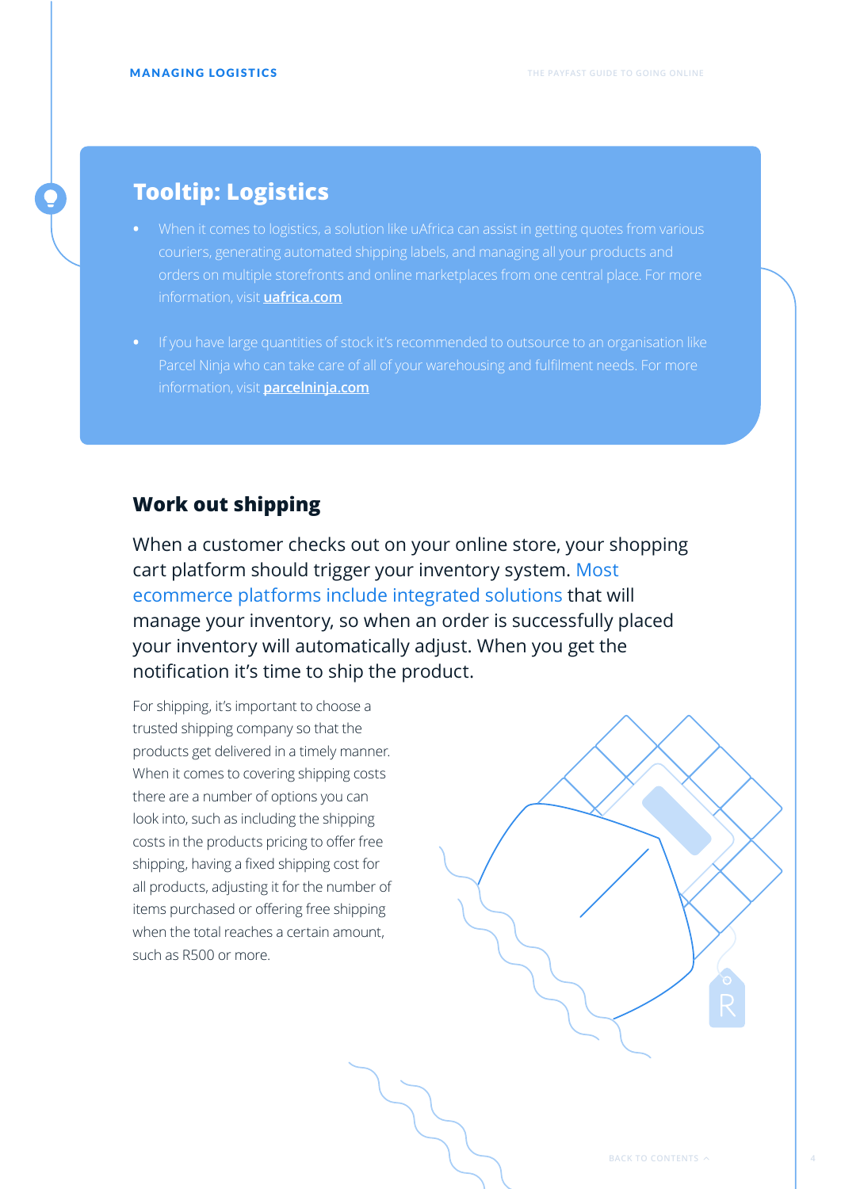## Tooltip: Logistics

- When it comes to logistics, a solution like uAfrica can assist in getting quotes from various couriers, generating automated shipping labels, and managing all your products and orders on multiple storefronts and online marketplaces from one central place. For more information, visit **uafrica.com**
- If you have large quantities of stock it's recommended to outsource to an organisation like Parcel Ninja who can take care of all of your warehousing and fulfilment needs. For more information, visit **parcelninja.com**

## Work out shipping

When a customer checks out on your online store, your shopping cart platform should trigger your inventory system. Most ecommerce platforms include integrated solutions that will manage your inventory, so when an order is successfully placed your inventory will automatically adjust. When you get the notification it's time to ship the product.

For shipping, it's important to choose a trusted shipping company so that the products get delivered in a timely manner. When it comes to covering shipping costs there are a number of options you can look into, such as including the shipping costs in the products pricing to offer free shipping, having a fixed shipping cost for all products, adjusting it for the number of items purchased or offering free shipping when the total reaches a certain amount, such as R500 or more.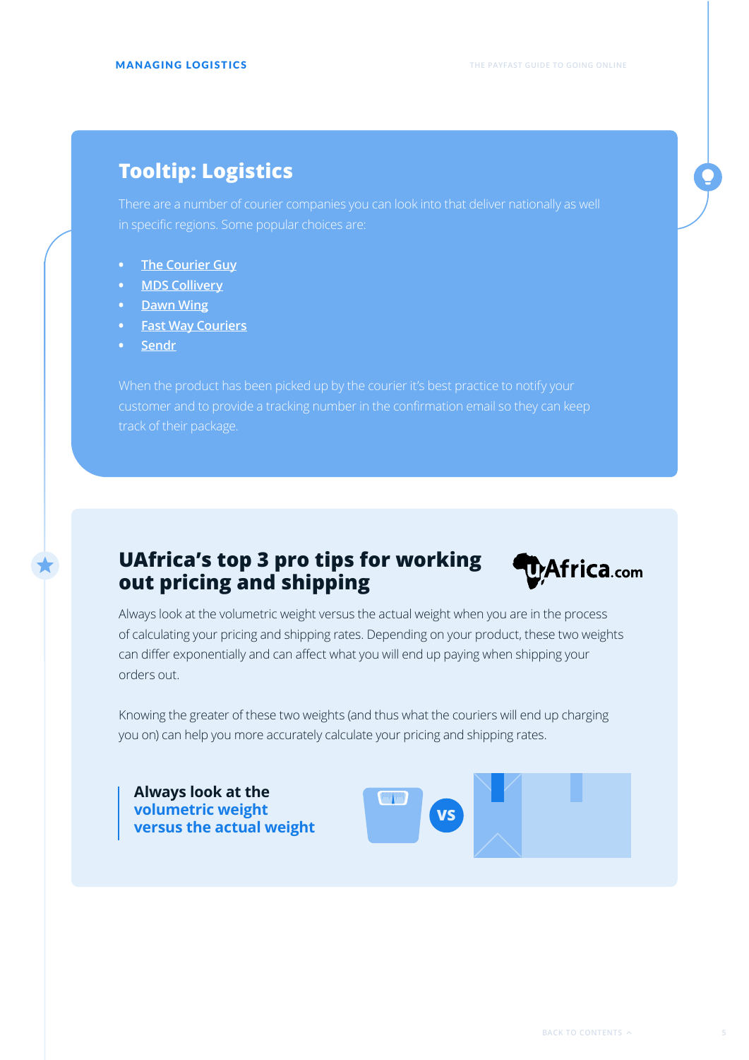## Tooltip: Logistics

There are a number of courier companies you can look into that deliver nationally as well in specific regions. Some popular choices are:

- The Courier Guy
- MDS Collivery
- Dawn Wing
- Fast Way Couriers
- Sendr

When the product has been picked up by the courier it's best practice to notify your customer and to provide a tracking number in the confirmation email so they can keep track of their package.

## UAfrica's top 3 pro tips for working out pricing and shipping

uAfrica.com

Always look at the volumetric weight versus the actual weight when you are in the process of calculating your pricing and shipping rates. Depending on your product, these two weights can differ exponentially and can affect what you will end up paying when shipping your orders out.

Knowing the greater of these two weights (and thus what the couriers will end up charging you on) can help you more accurately calculate your pricing and shipping rates.

> **Always look at the volumetric weight versus the actual weight**

VS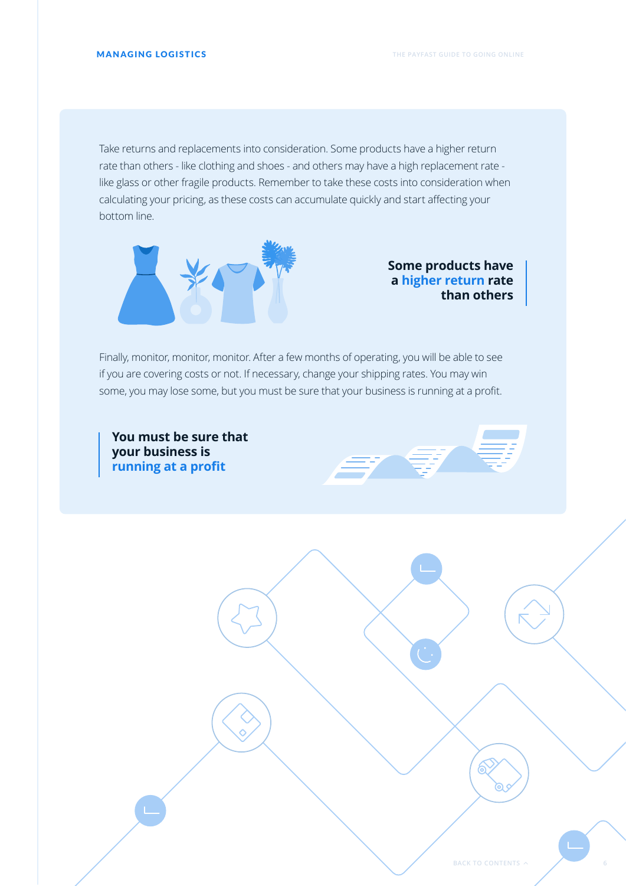Take returns and replacements into consideration. Some products have a higher return rate than others - like clothing and shoes - and others may have a high replacement rate - like glass or other fragile products. Remember to take these costs into consideration when calculating your pricing, as these costs can accumulate quickly and start affecting your bottom line.

**Some products have a higher return rate than others**

Finally, monitor, monitor, monitor. After a few months of operating, you will be able to see if you are covering costs or not. If necessary, change your shipping rates. You may win some, you may lose some, but you must be sure that your business is running at a profit.

**You must be sure that your business is running at a profit**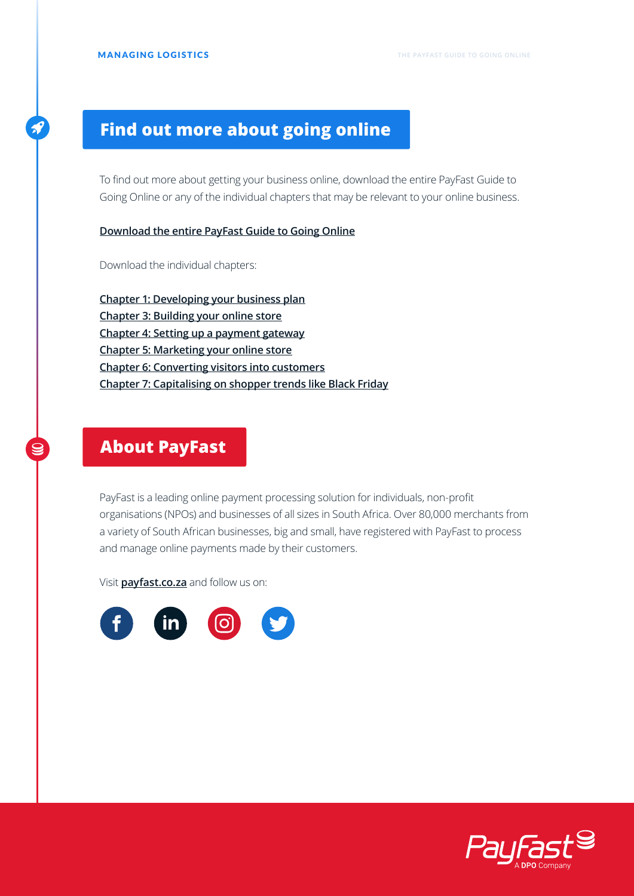## Find out more about going online

To find out more about getting your business online, download the entire PayFast Guide to Going Online or any of the individual chapters that may be relevant to your online business.

**Download the entire PayFast Guide to Going Online**

Download the individual chapters:

**Chapter 1: Developing your business plan**
**Chapter 3: Building your online store**
**Chapter 4: Setting up a payment gateway**
**Chapter 5: Marketing your online store**
**Chapter 6: Converting visitors into customers**
**Chapter 7: Capitalising on shopper trends like Black Friday**

## About PayFast

PayFast is a leading online payment processing solution for individuals, non-profit organisations (NPOs) and businesses of all sizes in South Africa. Over 80,000 merchants from a variety of South African businesses, big and small, have registered with PayFast to process and manage online payments made by their customers.

Visit **payfast.co.za** and follow us on:

PayFast
A DPO Company